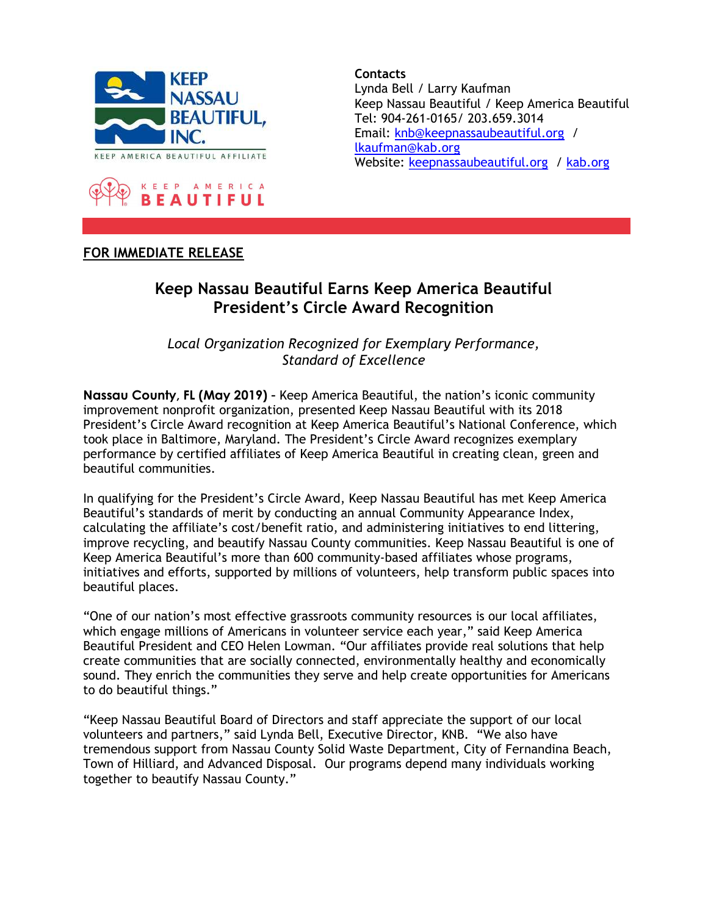KEEP NASSAU BEAUTIFUL, INC.
KEEP AMERICA BEAUTIFUL AFFILIATE

KEEP AMERICA BEAUTIFUL

**Contacts**
Lynda Bell / Larry Kaufman
Keep Nassau Beautiful / Keep America Beautiful
Tel: 904-261-0165/ 203.659.3014
Email: knb@keepnassaubeautiful.org / lkaufman@kab.org
Website: keepnassaubeautiful.org / kab.org

**FOR IMMEDIATE RELEASE**

## Keep Nassau Beautiful Earns Keep America Beautiful President's Circle Award Recognition

*Local Organization Recognized for Exemplary Performance, Standard of Excellence*

**Nassau County, FL (May 2019)** - Keep America Beautiful, the nation's iconic community improvement nonprofit organization, presented Keep Nassau Beautiful with its 2018 President's Circle Award recognition at Keep America Beautiful's National Conference, which took place in Baltimore, Maryland. The President's Circle Award recognizes exemplary performance by certified affiliates of Keep America Beautiful in creating clean, green and beautiful communities.

In qualifying for the President's Circle Award, Keep Nassau Beautiful has met Keep America Beautiful's standards of merit by conducting an annual Community Appearance Index, calculating the affiliate's cost/benefit ratio, and administering initiatives to end littering, improve recycling, and beautify Nassau County communities. Keep Nassau Beautiful is one of Keep America Beautiful's more than 600 community-based affiliates whose programs, initiatives and efforts, supported by millions of volunteers, help transform public spaces into beautiful places.

"One of our nation's most effective grassroots community resources is our local affiliates, which engage millions of Americans in volunteer service each year," said Keep America Beautiful President and CEO Helen Lowman. "Our affiliates provide real solutions that help create communities that are socially connected, environmentally healthy and economically sound. They enrich the communities they serve and help create opportunities for Americans to do beautiful things."

"Keep Nassau Beautiful Board of Directors and staff appreciate the support of our local volunteers and partners," said Lynda Bell, Executive Director, KNB. "We also have tremendous support from Nassau County Solid Waste Department, City of Fernandina Beach, Town of Hilliard, and Advanced Disposal. Our programs depend many individuals working together to beautify Nassau County."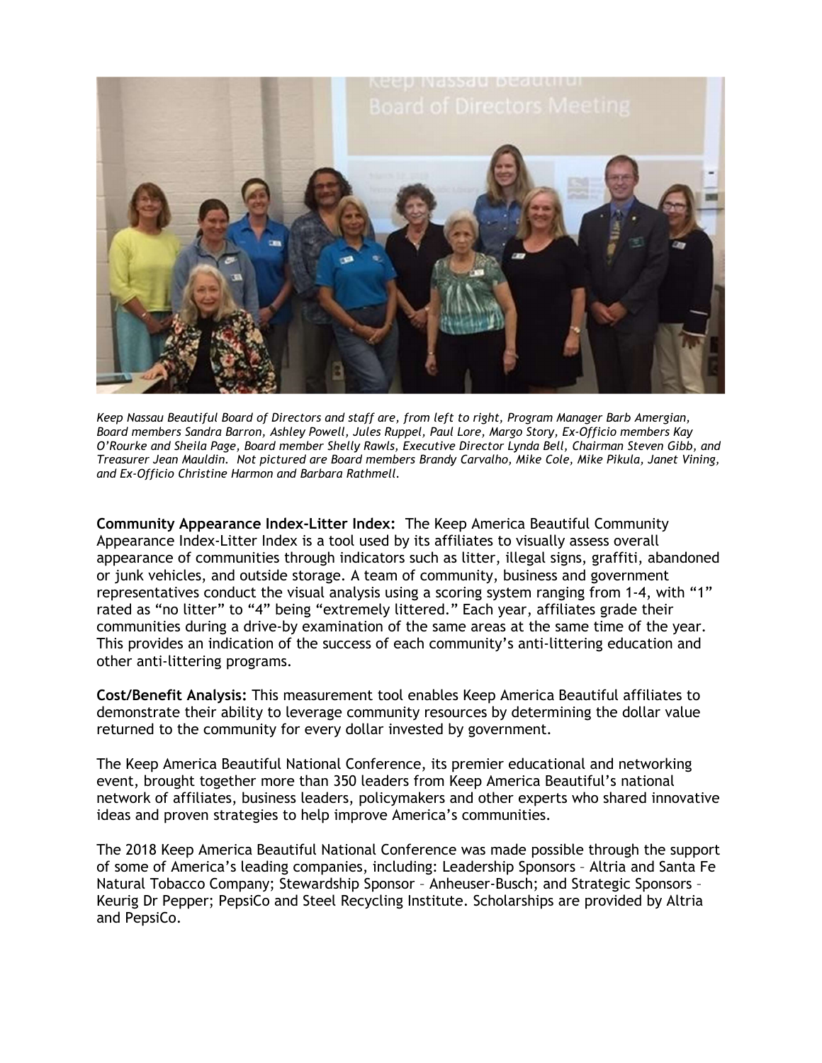*Keep Nassau Beautiful Board of Directors and staff are, from left to right, Program Manager Barb Amergian, Board members Sandra Barron, Ashley Powell, Jules Ruppel, Paul Lore, Margo Story, Ex-Officio members Kay O'Rourke and Sheila Page, Board member Shelly Rawls, Executive Director Lynda Bell, Chairman Steven Gibb, and Treasurer Jean Mauldin. Not pictured are Board members Brandy Carvalho, Mike Cole, Mike Pikula, Janet Vining, and Ex-Officio Christine Harmon and Barbara Rathmell.*

**Community Appearance Index-Litter Index:** The Keep America Beautiful Community Appearance Index-Litter Index is a tool used by its affiliates to visually assess overall appearance of communities through indicators such as litter, illegal signs, graffiti, abandoned or junk vehicles, and outside storage. A team of community, business and government representatives conduct the visual analysis using a scoring system ranging from 1-4, with "1" rated as "no litter" to "4" being "extremely littered." Each year, affiliates grade their communities during a drive-by examination of the same areas at the same time of the year. This provides an indication of the success of each community's anti-littering education and other anti-littering programs.

**Cost/Benefit Analysis:** This measurement tool enables Keep America Beautiful affiliates to demonstrate their ability to leverage community resources by determining the dollar value returned to the community for every dollar invested by government.

The Keep America Beautiful National Conference, its premier educational and networking event, brought together more than 350 leaders from Keep America Beautiful's national network of affiliates, business leaders, policymakers and other experts who shared innovative ideas and proven strategies to help improve America's communities.

The 2018 Keep America Beautiful National Conference was made possible through the support of some of America's leading companies, including: Leadership Sponsors – Altria and Santa Fe Natural Tobacco Company; Stewardship Sponsor – Anheuser-Busch; and Strategic Sponsors – Keurig Dr Pepper; PepsiCo and Steel Recycling Institute. Scholarships are provided by Altria and PepsiCo.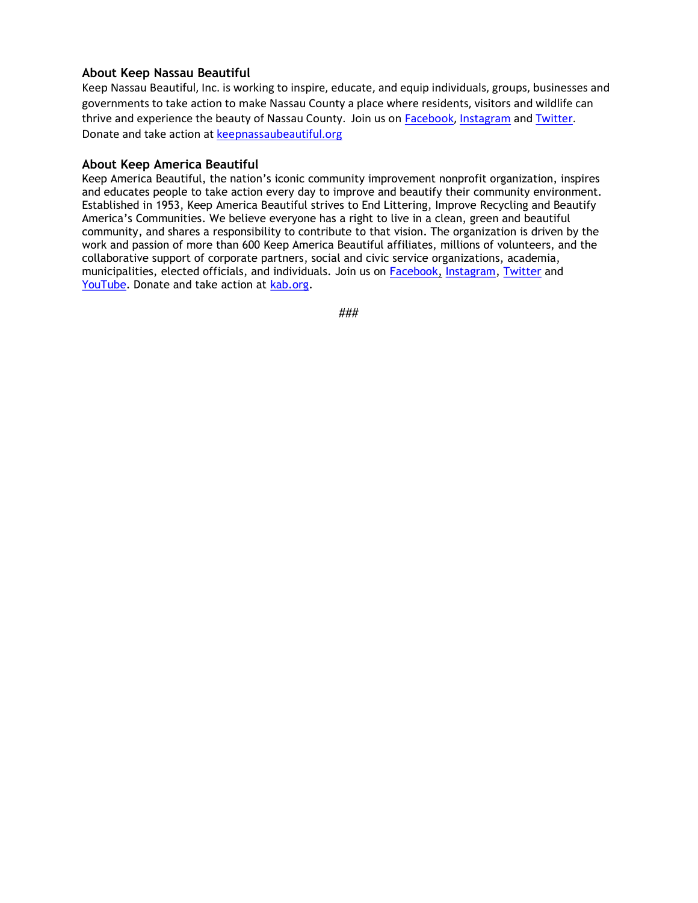**About Keep Nassau Beautiful**

Keep Nassau Beautiful, Inc. is working to inspire, educate, and equip individuals, groups, businesses and governments to take action to make Nassau County a place where residents, visitors and wildlife can thrive and experience the beauty of Nassau County. Join us on Facebook, Instagram and Twitter. Donate and take action at keepnassaubeautiful.org

**About Keep America Beautiful**

Keep America Beautiful, the nation's iconic community improvement nonprofit organization, inspires and educates people to take action every day to improve and beautify their community environment. Established in 1953, Keep America Beautiful strives to End Littering, Improve Recycling and Beautify America's Communities. We believe everyone has a right to live in a clean, green and beautiful community, and shares a responsibility to contribute to that vision. The organization is driven by the work and passion of more than 600 Keep America Beautiful affiliates, millions of volunteers, and the collaborative support of corporate partners, social and civic service organizations, academia, municipalities, elected officials, and individuals. Join us on Facebook, Instagram, Twitter and YouTube. Donate and take action at kab.org.

###